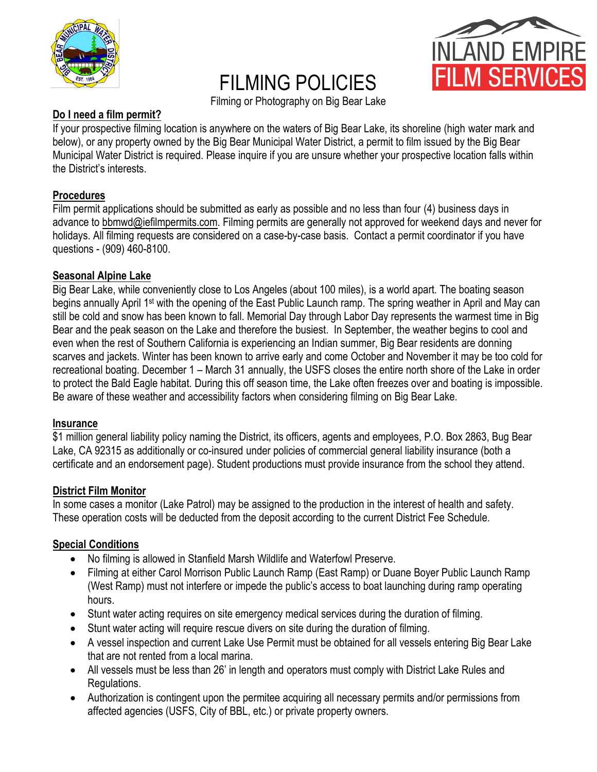# FILMING POLICIES

Filming or Photography on Big Bear Lake

**Do I need a film permit?**

If your prospective filming location is anywhere on the waters of Big Bear Lake, its shoreline (high water mark and below), or any property owned by the Big Bear Municipal Water District, a permit to film issued by the Big Bear Municipal Water District is required. Please inquire if you are unsure whether your prospective location falls within the District's interests.

**Procedures**

Film permit applications should be submitted as early as possible and no less than four (4) business days in advance to bbmwd@iefilmpermits.com. Filming permits are generally not approved for weekend days and never for holidays. All filming requests are considered on a case-by-case basis. Contact a permit coordinator if you have questions - (909) 460-8100.

**Seasonal Alpine Lake**

Big Bear Lake, while conveniently close to Los Angeles (about 100 miles), is a world apart. The boating season begins annually April 1st with the opening of the East Public Launch ramp. The spring weather in April and May can still be cold and snow has been known to fall. Memorial Day through Labor Day represents the warmest time in Big Bear and the peak season on the Lake and therefore the busiest. In September, the weather begins to cool and even when the rest of Southern California is experiencing an Indian summer, Big Bear residents are donning scarves and jackets. Winter has been known to arrive early and come October and November it may be too cold for recreational boating. December 1 – March 31 annually, the USFS closes the entire north shore of the Lake in order to protect the Bald Eagle habitat. During this off season time, the Lake often freezes over and boating is impossible. Be aware of these weather and accessibility factors when considering filming on Big Bear Lake.

**Insurance**

$1 million general liability policy naming the District, its officers, agents and employees, P.O. Box 2863, Bug Bear Lake, CA 92315 as additionally or co-insured under policies of commercial general liability insurance (both a certificate and an endorsement page). Student productions must provide insurance from the school they attend.

**District Film Monitor**

In some cases a monitor (Lake Patrol) may be assigned to the production in the interest of health and safety. These operation costs will be deducted from the deposit according to the current District Fee Schedule.

**Special Conditions**

- No filming is allowed in Stanfield Marsh Wildlife and Waterfowl Preserve.
- Filming at either Carol Morrison Public Launch Ramp (East Ramp) or Duane Boyer Public Launch Ramp (West Ramp) must not interfere or impede the public's access to boat launching during ramp operating hours.
- Stunt water acting requires on site emergency medical services during the duration of filming.
- Stunt water acting will require rescue divers on site during the duration of filming.
- A vessel inspection and current Lake Use Permit must be obtained for all vessels entering Big Bear Lake that are not rented from a local marina.
- All vessels must be less than 26' in length and operators must comply with District Lake Rules and Regulations.
- Authorization is contingent upon the permitee acquiring all necessary permits and/or permissions from affected agencies (USFS, City of BBL, etc.) or private property owners.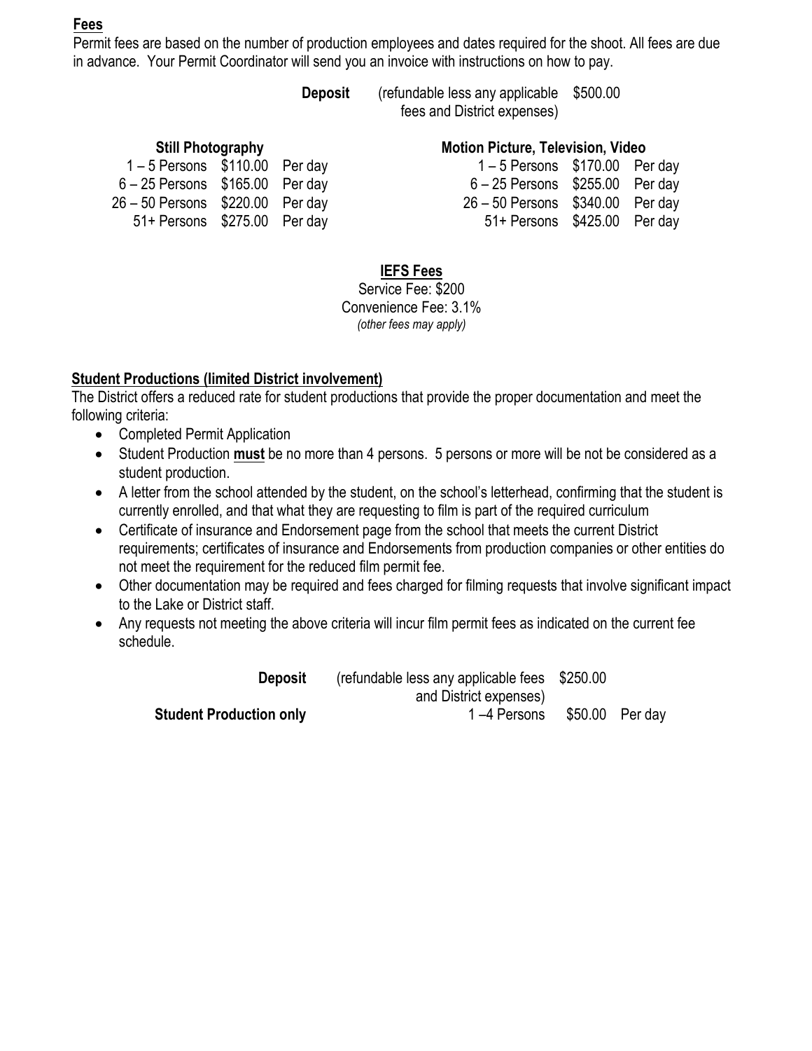**Fees**

Permit fees are based on the number of production employees and dates required for the shoot. All fees are due in advance. Your Permit Coordinator will send you an invoice with instructions on how to pay.

**Deposit** (refundable less any applicable fees and District expenses) $500.00

| Still Photography | | | Motion Picture, Television, Video | | |
|---|---|---|---|---|---|
| 1 – 5 Persons | $110.00 | Per day | 1 – 5 Persons | $170.00 | Per day |
| 6 – 25 Persons | $165.00 | Per day | 6 – 25 Persons | $255.00 | Per day |
| 26 – 50 Persons | $220.00 | Per day | 26 – 50 Persons | $340.00 | Per day |
| 51+ Persons | $275.00 | Per day | 51+ Persons | $425.00 | Per day |

**IEFS Fees**

Service Fee: $200

Convenience Fee: 3.1%

*(other fees may apply)*

**Student Productions (limited District involvement)**

The District offers a reduced rate for student productions that provide the proper documentation and meet the following criteria:

- Completed Permit Application
- Student Production **must** be no more than 4 persons. 5 persons or more will be not be considered as a student production.
- A letter from the school attended by the student, on the school's letterhead, confirming that the student is currently enrolled, and that what they are requesting to film is part of the required curriculum
- Certificate of insurance and Endorsement page from the school that meets the current District requirements; certificates of insurance and Endorsements from production companies or other entities do not meet the requirement for the reduced film permit fee.
- Other documentation may be required and fees charged for filming requests that involve significant impact to the Lake or District staff.
- Any requests not meeting the above criteria will incur film permit fees as indicated on the current fee schedule.

**Deposit** (refundable less any applicable fees and District expenses) $250.00

**Student Production only** 1 –4 Persons $50.00 Per day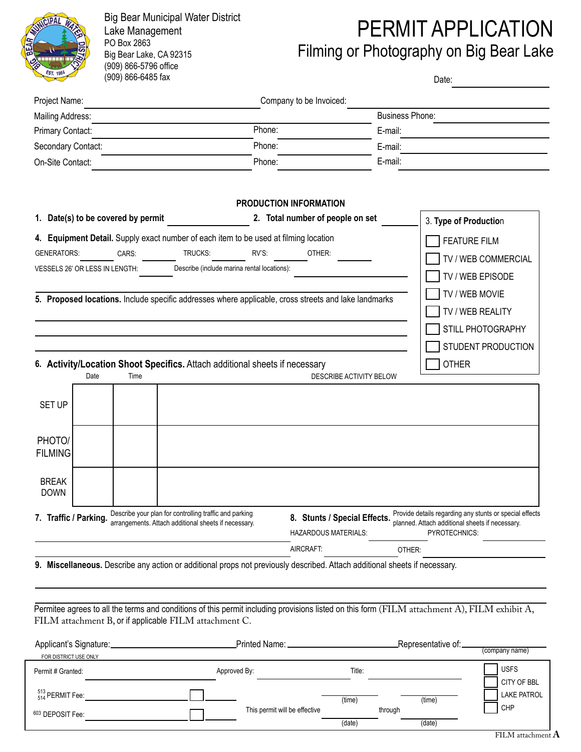Big Bear Municipal Water District
Lake Management
PO Box 2863
Big Bear Lake, CA 92315
(909) 866-5796 office
(909) 866-6485 fax

# PERMIT APPLICATION

## Filming or Photography on Big Bear Lake

Date: ____________________

Project Name: ______________________________ Company to be Invoiced: ______________________________

Mailing Address: ______________________________ Business Phone: ______________________________

Primary Contact: ______________________ Phone: ______________ E-mail: ______________________

Secondary Contact: ______________________ Phone: ______________ E-mail: ______________________

On-Site Contact: ______________________ Phone: ______________ E-mail: ______________________

### PRODUCTION INFORMATION

**1. Date(s) to be covered by permit** ______________ **2. Total number of people on set** ________

**3. Type of Production**

- ☐ FEATURE FILM
- ☐ TV / WEB COMMERCIAL
- ☐ TV / WEB EPISODE
- ☐ TV / WEB MOVIE
- ☐ TV / WEB REALITY
- ☐ STILL PHOTOGRAPHY
- ☐ STUDENT PRODUCTION
- ☐ OTHER

**4. Equipment Detail.** Supply exact number of each item to be used at filming location

GENERATORS: ________ CARS: ________ TRUCKS: ________ RV'S: ________ OTHER: ________

VESSELS 26' OR LESS IN LENGTH: ________ Describe (include marina rental locations): ______________________________

______________________________________________________________________

**5. Proposed locations.** Include specific addresses where applicable, cross streets and lake landmarks

______________________________________________________________________

______________________________________________________________________

______________________________________________________________________

**6. Activity/Location Shoot Specifics.** Attach additional sheets if necessary

| | Date | Time | DESCRIBE ACTIVITY BELOW |
|---|---|---|---|
| SET UP | | | |
| PHOTO/ FILMING | | | |
| BREAK DOWN | | | |

**7. Traffic / Parking.** Describe your plan for controlling traffic and parking arrangements. Attach additional sheets if necessary.

______________________________________________________________________

______________________________________________________________________

**8. Stunts / Special Effects.** Provide details regarding any stunts or special effects planned. Attach additional sheets if necessary.

HAZARDOUS MATERIALS: ______________ PYROTECHNICS: ______________

AIRCRAFT: ______________ OTHER: ______________

**9. Miscellaneous.** Describe any action or additional props not previously described. Attach additional sheets if necessary.

______________________________________________________________________

______________________________________________________________________

Permitee agrees to all the terms and conditions of this permit including provisions listed on this form (FILM attachment A), FILM exhibit A, FILM attachment B, or if applicable FILM attachment C.

Applicant's Signature: ______________________ Printed Name: ______________________ Representative of: ______________________ (company name)

FOR DISTRICT USE ONLY

Permit # Granted: ______________________ Approved By: ______________________ Title: ______________________

513 514 PERMIT Fee: ______________________ ☐ ________

603 DEPOSIT Fee: ______________________ ☐ ________

This permit will be effective ________ (time) ________ (date) through ________ (time) ________ (date)

- ☐ USFS
- ☐ CITY OF BBL
- ☐ LAKE PATROL
- ☐ CHP

FILM attachment A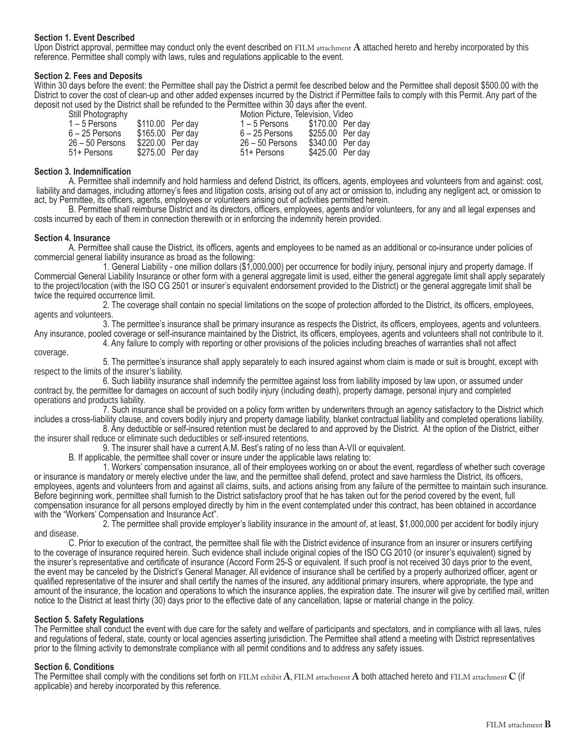**Section 1. Event Described**

Upon District approval, permittee may conduct only the event described on FILM attachment **A** attached hereto and hereby incorporated by this reference. Permittee shall comply with laws, rules and regulations applicable to the event.

**Section 2. Fees and Deposits**

Within 30 days before the event: the Permittee shall pay the District a permit fee described below and the Permittee shall deposit $500.00 with the District to cover the cost of clean-up and other added expenses incurred by the District if Permittee fails to comply with this Permit. Any part of the deposit not used by the District shall be refunded to the Permittee within 30 days after the event.

| Still Photography | | Motion Picture, Television, Video | |
|---|---|---|---|
| 1 – 5 Persons | $110.00 Per day | 1 – 5 Persons | $170.00 Per day |
| 6 – 25 Persons | $165.00 Per day | 6 – 25 Persons | $255.00 Per day |
| 26 – 50 Persons | $220.00 Per day | 26 – 50 Persons | $340.00 Per day |
| 51+ Persons | $275.00 Per day | 51+ Persons | $425.00 Per day |

**Section 3. Indemnification**

A. Permittee shall indemnify and hold harmless and defend District, its officers, agents, employees and volunteers from and against: cost, liability and damages, including attorney's fees and litigation costs, arising out of any act or omission to, including any negligent act, or omission to act, by Permittee, its officers, agents, employees or volunteers arising out of activities permitted herein.

B. Permittee shall reimburse District and its directors, officers, employees, agents and/or volunteers, for any and all legal expenses and costs incurred by each of them in connection therewith or in enforcing the indemnity herein provided.

**Section 4. Insurance**

A. Permittee shall cause the District, its officers, agents and employees to be named as an additional or co-insurance under policies of commercial general liability insurance as broad as the following:

1. General Liability - one million dollars ($1,000,000) per occurrence for bodily injury, personal injury and property damage. If Commercial General Liability Insurance or other form with a general aggregate limit is used, either the general aggregate limit shall apply separately to the project/location (with the ISO CG 2501 or insurer's equivalent endorsement provided to the District) or the general aggregate limit shall be twice the required occurrence limit.
2. The coverage shall contain no special limitations on the scope of protection afforded to the District, its officers, employees, agents and volunteers.
3. The permittee's insurance shall be primary insurance as respects the District, its officers, employees, agents and volunteers. Any insurance, pooled coverage or self-insurance maintained by the District, its officers, employees, agents and volunteers shall not contribute to it.
4. Any failure to comply with reporting or other provisions of the policies including breaches of warranties shall not affect coverage.
5. The permittee's insurance shall apply separately to each insured against whom claim is made or suit is brought, except with respect to the limits of the insurer's liability.
6. Such liability insurance shall indemnify the permittee against loss from liability imposed by law upon, or assumed under contract by, the permittee for damages on account of such bodily injury (including death), property damage, personal injury and completed operations and products liability.
7. Such insurance shall be provided on a policy form written by underwriters through an agency satisfactory to the District which includes a cross-liability clause, and covers bodily injury and property damage liability, blanket contractual liability and completed operations liability.
8. Any deductible or self-insured retention must be declared to and approved by the District. At the option of the District, either the insurer shall reduce or eliminate such deductibles or self-insured retentions.
9. The insurer shall have a current A.M. Best's rating of no less than A-VII or equivalent.

B. If applicable, the permittee shall cover or insure under the applicable laws relating to:

1. Workers' compensation insurance, all of their employees working on or about the event, regardless of whether such coverage or insurance is mandatory or merely elective under the law, and the permittee shall defend, protect and save harmless the District, its officers, employees, agents and volunteers from and against all claims, suits, and actions arising from any failure of the permittee to maintain such insurance. Before beginning work, permittee shall furnish to the District satisfactory proof that he has taken out for the period covered by the event, full compensation insurance for all persons employed directly by him in the event contemplated under this contract, has been obtained in accordance with the "Workers' Compensation and Insurance Act".
2. The permittee shall provide employer's liability insurance in the amount of, at least, $1,000,000 per accident for bodily injury and disease.

C. Prior to execution of the contract, the permittee shall file with the District evidence of insurance from an insurer or insurers certifying to the coverage of insurance required herein. Such evidence shall include original copies of the ISO CG 2010 (or insurer's equivalent) signed by the insurer's representative and certificate of insurance (Accord Form 25-S or equivalent. If such proof is not received 30 days prior to the event, the event may be canceled by the District's General Manager. All evidence of insurance shall be certified by a properly authorized officer, agent or qualified representative of the insurer and shall certify the names of the insured, any additional primary insurers, where appropriate, the type and amount of the insurance, the location and operations to which the insurance applies, the expiration date. The insurer will give by certified mail, written notice to the District at least thirty (30) days prior to the effective date of any cancellation, lapse or material change in the policy.

**Section 5. Safety Regulations**

The Permittee shall conduct the event with due care for the safety and welfare of participants and spectators, and in compliance with all laws, rules and regulations of federal, state, county or local agencies asserting jurisdiction. The Permittee shall attend a meeting with District representatives prior to the filming activity to demonstrate compliance with all permit conditions and to address any safety issues.

**Section 6. Conditions**

The Permittee shall comply with the conditions set forth on FILM exhibit **A**, FILM attachment **A** both attached hereto and FILM attachment **C** (if applicable) and hereby incorporated by this reference.

FILM attachment **B**